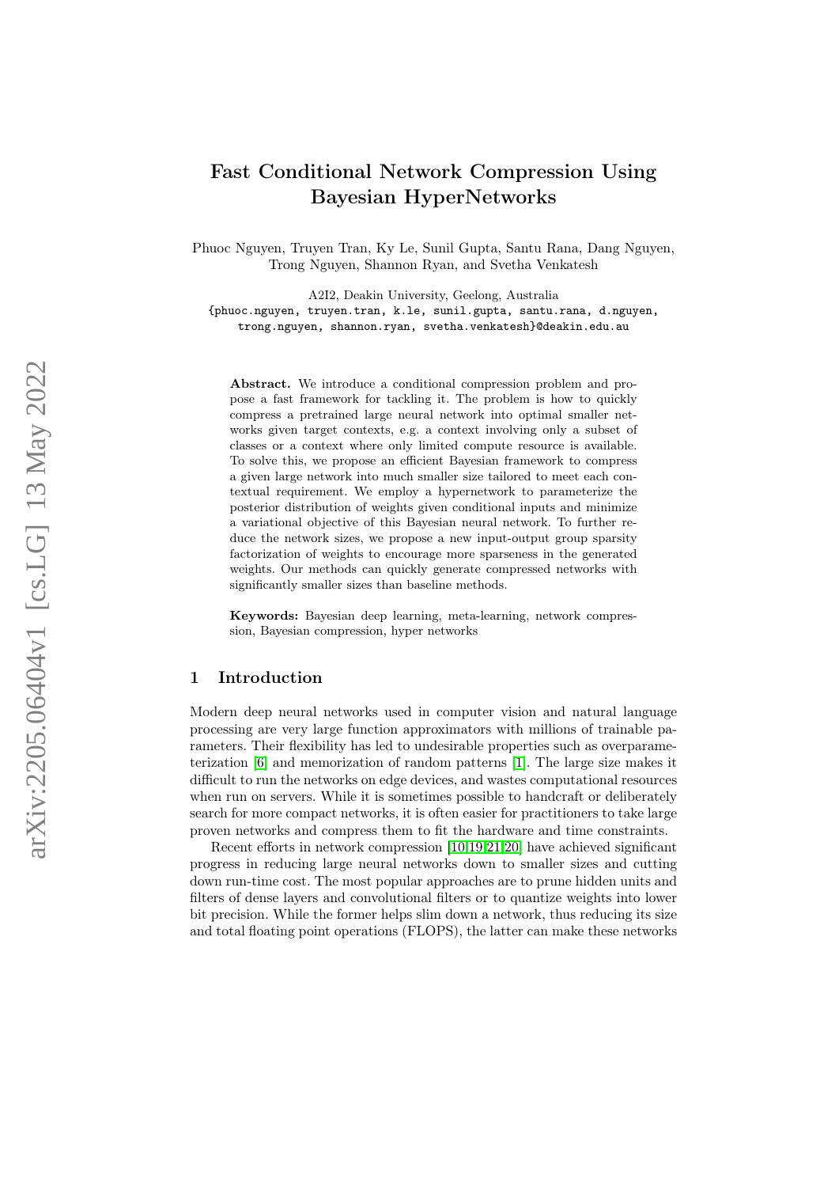# Fast Conditional Network Compression Using Bayesian HyperNetworks

Phuoc Nguyen, Truyen Tran, Ky Le, Sunil Gupta, Santu Rana, Dang Nguyen, Trong Nguyen, Shannon Ryan, and Svetha Venkatesh

A2I2, Deakin University, Geelong, Australia
{phuoc.nguyen, truyen.tran, k.le, sunil.gupta, santu.rana, d.nguyen, trong.nguyen, shannon.ryan, svetha.venkatesh}@deakin.edu.au

**Abstract.** We introduce a conditional compression problem and propose a fast framework for tackling it. The problem is how to quickly compress a pretrained large neural network into optimal smaller networks given target contexts, e.g. a context involving only a subset of classes or a context where only limited compute resource is available. To solve this, we propose an efficient Bayesian framework to compress a given large network into much smaller size tailored to meet each contextual requirement. We employ a hypernetwork to parameterize the posterior distribution of weights given conditional inputs and minimize a variational objective of this Bayesian neural network. To further reduce the network sizes, we propose a new input-output group sparsity factorization of weights to encourage more sparseness in the generated weights. Our methods can quickly generate compressed networks with significantly smaller sizes than baseline methods.

**Keywords:** Bayesian deep learning, meta-learning, network compression, Bayesian compression, hyper networks

## 1 Introduction

Modern deep neural networks used in computer vision and natural language processing are very large function approximators with millions of trainable parameters. Their flexibility has led to undesirable properties such as overparameterization [6] and memorization of random patterns [1]. The large size makes it difficult to run the networks on edge devices, and wastes computational resources when run on servers. While it is sometimes possible to handcraft or deliberately search for more compact networks, it is often easier for practitioners to take large proven networks and compress them to fit the hardware and time constraints.

Recent efforts in network compression [10,19,21,20] have achieved significant progress in reducing large neural networks down to smaller sizes and cutting down run-time cost. The most popular approaches are to prune hidden units and filters of dense layers and convolutional filters or to quantize weights into lower bit precision. While the former helps slim down a network, thus reducing its size and total floating point operations (FLOPS), the latter can make these networks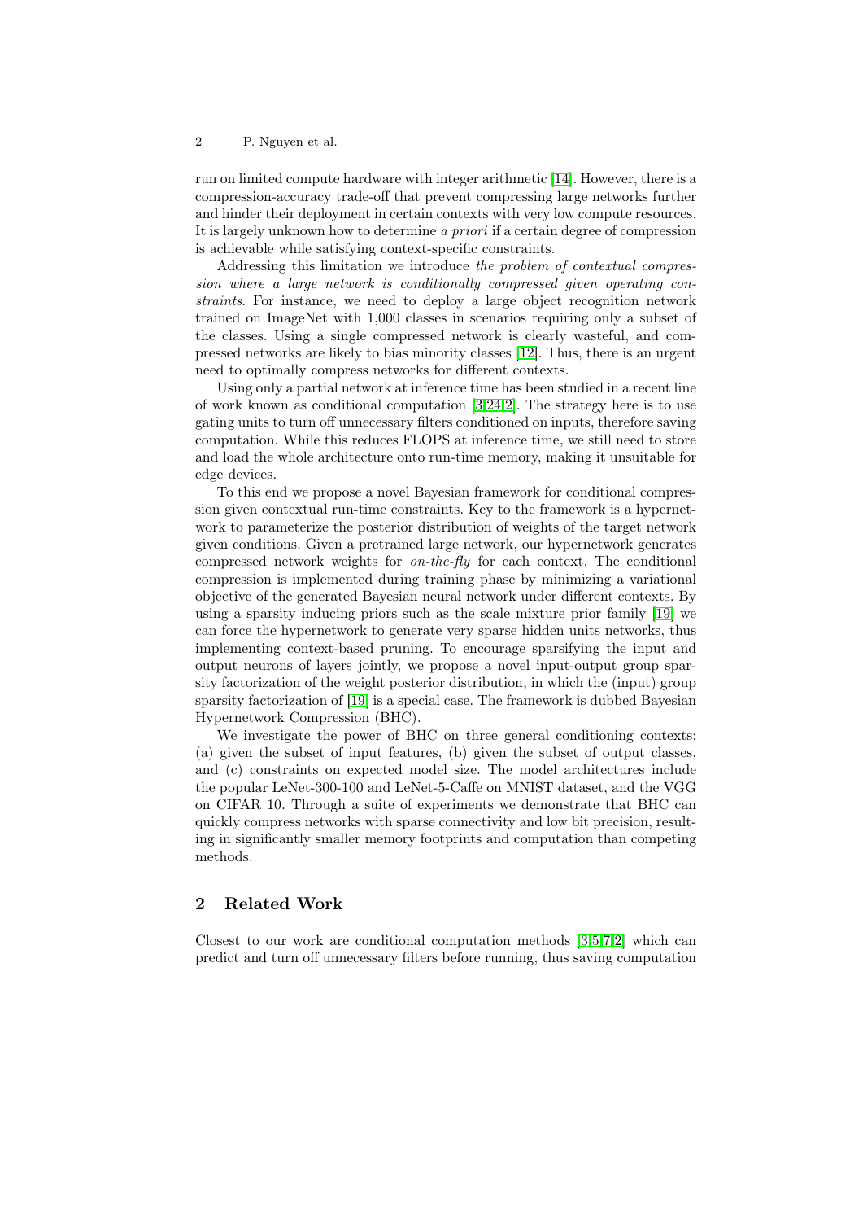run on limited compute hardware with integer arithmetic [14]. However, there is a compression-accuracy trade-off that prevent compressing large networks further and hinder their deployment in certain contexts with very low compute resources. It is largely unknown how to determine *a priori* if a certain degree of compression is achievable while satisfying context-specific constraints.

Addressing this limitation we introduce *the problem of contextual compression where a large network is conditionally compressed given operating constraints*. For instance, we need to deploy a large object recognition network trained on ImageNet with 1,000 classes in scenarios requiring only a subset of the classes. Using a single compressed network is clearly wasteful, and compressed networks are likely to bias minority classes [12]. Thus, there is an urgent need to optimally compress networks for different contexts.

Using only a partial network at inference time has been studied in a recent line of work known as conditional computation [3,24,2]. The strategy here is to use gating units to turn off unnecessary filters conditioned on inputs, therefore saving computation. While this reduces FLOPS at inference time, we still need to store and load the whole architecture onto run-time memory, making it unsuitable for edge devices.

To this end we propose a novel Bayesian framework for conditional compression given contextual run-time constraints. Key to the framework is a hypernetwork to parameterize the posterior distribution of weights of the target network given conditions. Given a pretrained large network, our hypernetwork generates compressed network weights for *on-the-fly* for each context. The conditional compression is implemented during training phase by minimizing a variational objective of the generated Bayesian neural network under different contexts. By using a sparsity inducing priors such as the scale mixture prior family [19] we can force the hypernetwork to generate very sparse hidden units networks, thus implementing context-based pruning. To encourage sparsifying the input and output neurons of layers jointly, we propose a novel input-output group sparsity factorization of the weight posterior distribution, in which the (input) group sparsity factorization of [19] is a special case. The framework is dubbed Bayesian Hypernetwork Compression (BHC).

We investigate the power of BHC on three general conditioning contexts: (a) given the subset of input features, (b) given the subset of output classes, and (c) constraints on expected model size. The model architectures include the popular LeNet-300-100 and LeNet-5-Caffe on MNIST dataset, and the VGG on CIFAR 10. Through a suite of experiments we demonstrate that BHC can quickly compress networks with sparse connectivity and low bit precision, resulting in significantly smaller memory footprints and computation than competing methods.

## 2 Related Work

Closest to our work are conditional computation methods [3,5,7,2] which can predict and turn off unnecessary filters before running, thus saving computation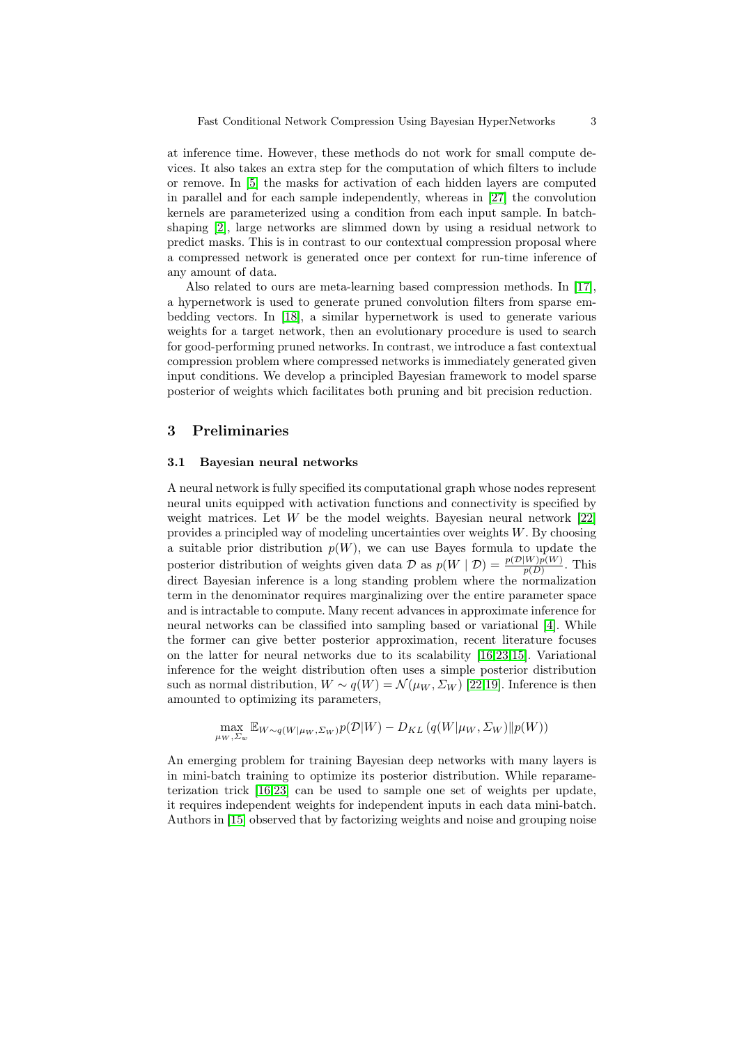at inference time. However, these methods do not work for small compute devices. It also takes an extra step for the computation of which filters to include or remove. In [5] the masks for activation of each hidden layers are computed in parallel and for each sample independently, whereas in [27] the convolution kernels are parameterized using a condition from each input sample. In batch-shaping [2], large networks are slimmed down by using a residual network to predict masks. This is in contrast to our contextual compression proposal where a compressed network is generated once per context for run-time inference of any amount of data.

Also related to ours are meta-learning based compression methods. In [17], a hypernetwork is used to generate pruned convolution filters from sparse embedding vectors. In [18], a similar hypernetwork is used to generate various weights for a target network, then an evolutionary procedure is used to search for good-performing pruned networks. In contrast, we introduce a fast contextual compression problem where compressed networks is immediately generated given input conditions. We develop a principled Bayesian framework to model sparse posterior of weights which facilitates both pruning and bit precision reduction.

## 3 Preliminaries

### 3.1 Bayesian neural networks

A neural network is fully specified its computational graph whose nodes represent neural units equipped with activation functions and connectivity is specified by weight matrices. Let $W$ be the model weights. Bayesian neural network [22] provides a principled way of modeling uncertainties over weights $W$. By choosing a suitable prior distribution $p(W)$, we can use Bayes formula to update the posterior distribution of weights given data $\mathcal{D}$ as $p(W \mid \mathcal{D}) = \frac{p(\mathcal{D}|W)p(W)}{p(\mathcal{D})}$. This direct Bayesian inference is a long standing problem where the normalization term in the denominator requires marginalizing over the entire parameter space and is intractable to compute. Many recent advances in approximate inference for neural networks can be classified into sampling based or variational [4]. While the former can give better posterior approximation, recent literature focuses on the latter for neural networks due to its scalability [16,23,15]. Variational inference for the weight distribution often uses a simple posterior distribution such as normal distribution, $W \sim q(W) = \mathcal{N}(\mu_W, \Sigma_W)$ [22,19]. Inference is then amounted to optimizing its parameters,

$$\max_{\mu_W, \Sigma_w} \mathbb{E}_{W \sim q(W|\mu_W, \Sigma_W)} p(\mathcal{D}|W) - D_{KL}\left(q(W|\mu_W, \Sigma_W) \| p(W)\right)$$

An emerging problem for training Bayesian deep networks with many layers is in mini-batch training to optimize its posterior distribution. While reparameterization trick [16,23] can be used to sample one set of weights per update, it requires independent weights for independent inputs in each data mini-batch. Authors in [15] observed that by factorizing weights and noise and grouping noise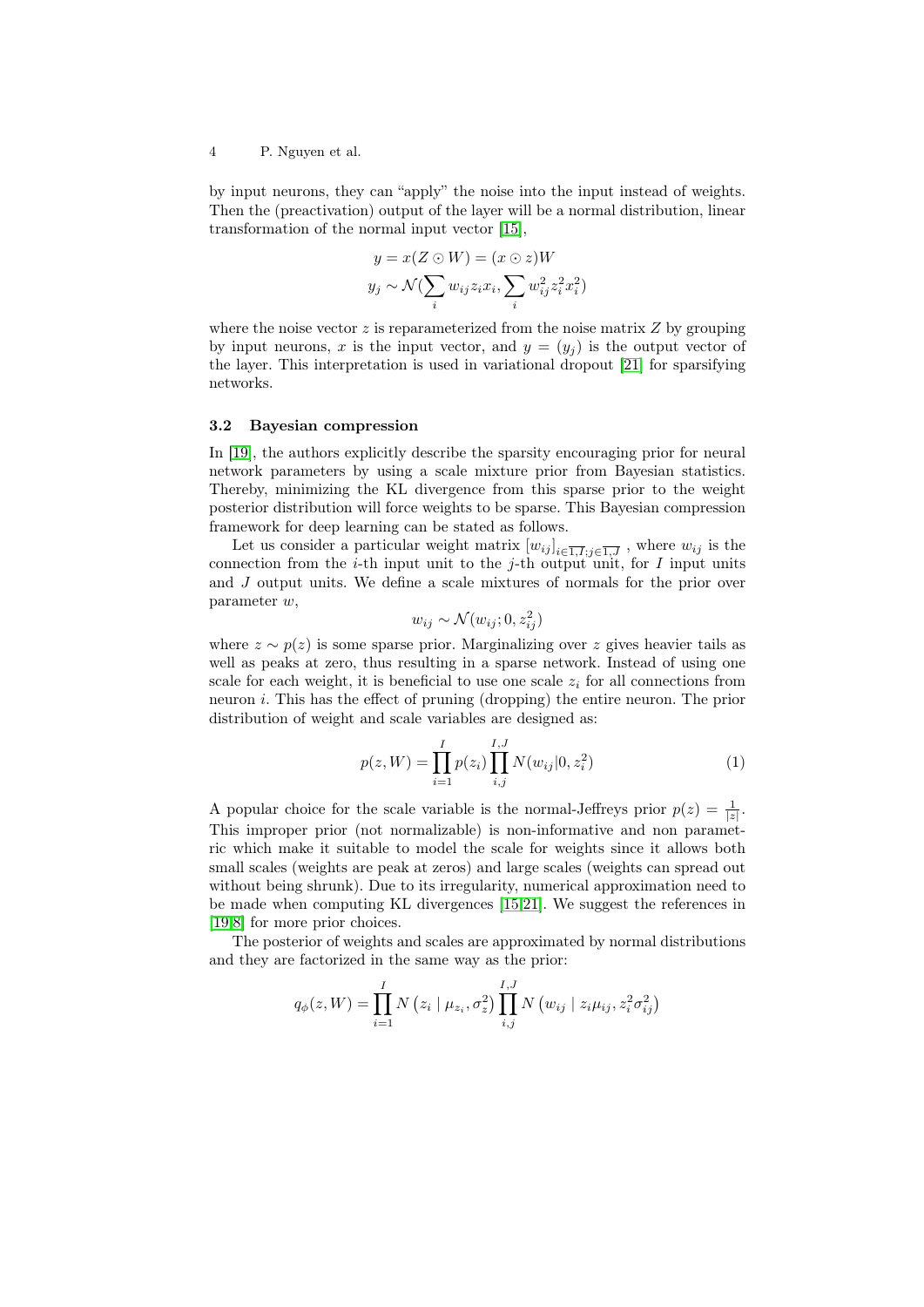by input neurons, they can "apply" the noise into the input instead of weights. Then the (preactivation) output of the layer will be a normal distribution, linear transformation of the normal input vector [15],

$$y = x(Z \odot W) = (x \odot z)W$$
$$y_j \sim \mathcal{N}(\sum_i w_{ij} z_i x_i, \sum_i w_{ij}^2 z_i^2 x_i^2)$$

where the noise vector $z$ is reparameterized from the noise matrix $Z$ by grouping by input neurons, $x$ is the input vector, and $y = (y_j)$ is the output vector of the layer. This interpretation is used in variational dropout [21] for sparsifying networks.

### 3.2 Bayesian compression

In [19], the authors explicitly describe the sparsity encouraging prior for neural network parameters by using a scale mixture prior from Bayesian statistics. Thereby, minimizing the KL divergence from this sparse prior to the weight posterior distribution will force weights to be sparse. This Bayesian compression framework for deep learning can be stated as follows.

Let us consider a particular weight matrix $[w_{ij}]_{i \in \overline{1,I}; j \in \overline{1,J}}$ , where $w_{ij}$ is the connection from the $i$-th input unit to the $j$-th output unit, for $I$ input units and $J$ output units. We define a scale mixtures of normals for the prior over parameter $w$,

$$w_{ij} \sim \mathcal{N}(w_{ij}; 0, z_{ij}^2)$$

where $z \sim p(z)$ is some sparse prior. Marginalizing over $z$ gives heavier tails as well as peaks at zero, thus resulting in a sparse network. Instead of using one scale for each weight, it is beneficial to use one scale $z_i$ for all connections from neuron $i$. This has the effect of pruning (dropping) the entire neuron. The prior distribution of weight and scale variables are designed as:

$$p(z, W) = \prod_{i=1}^{I} p(z_i) \prod_{i,j}^{I,J} N(w_{ij} | 0, z_i^2) \tag{1}$$

A popular choice for the scale variable is the normal-Jeffreys prior $p(z) = \frac{1}{|z|}$. This improper prior (not normalizable) is non-informative and non parametric which make it suitable to model the scale for weights since it allows both small scales (weights are peak at zeros) and large scales (weights can spread out without being shrunk). Due to its irregularity, numerical approximation need to be made when computing KL divergences [15,21]. We suggest the references in [19,8] for more prior choices.

The posterior of weights and scales are approximated by normal distributions and they are factorized in the same way as the prior:

$$q_\phi(z, W) = \prod_{i=1}^{I} N\left(z_i \mid \mu_{z_i}, \sigma_z^2\right) \prod_{i,j}^{I,J} N\left(w_{ij} \mid z_i \mu_{ij}, z_i^2 \sigma_{ij}^2\right)$$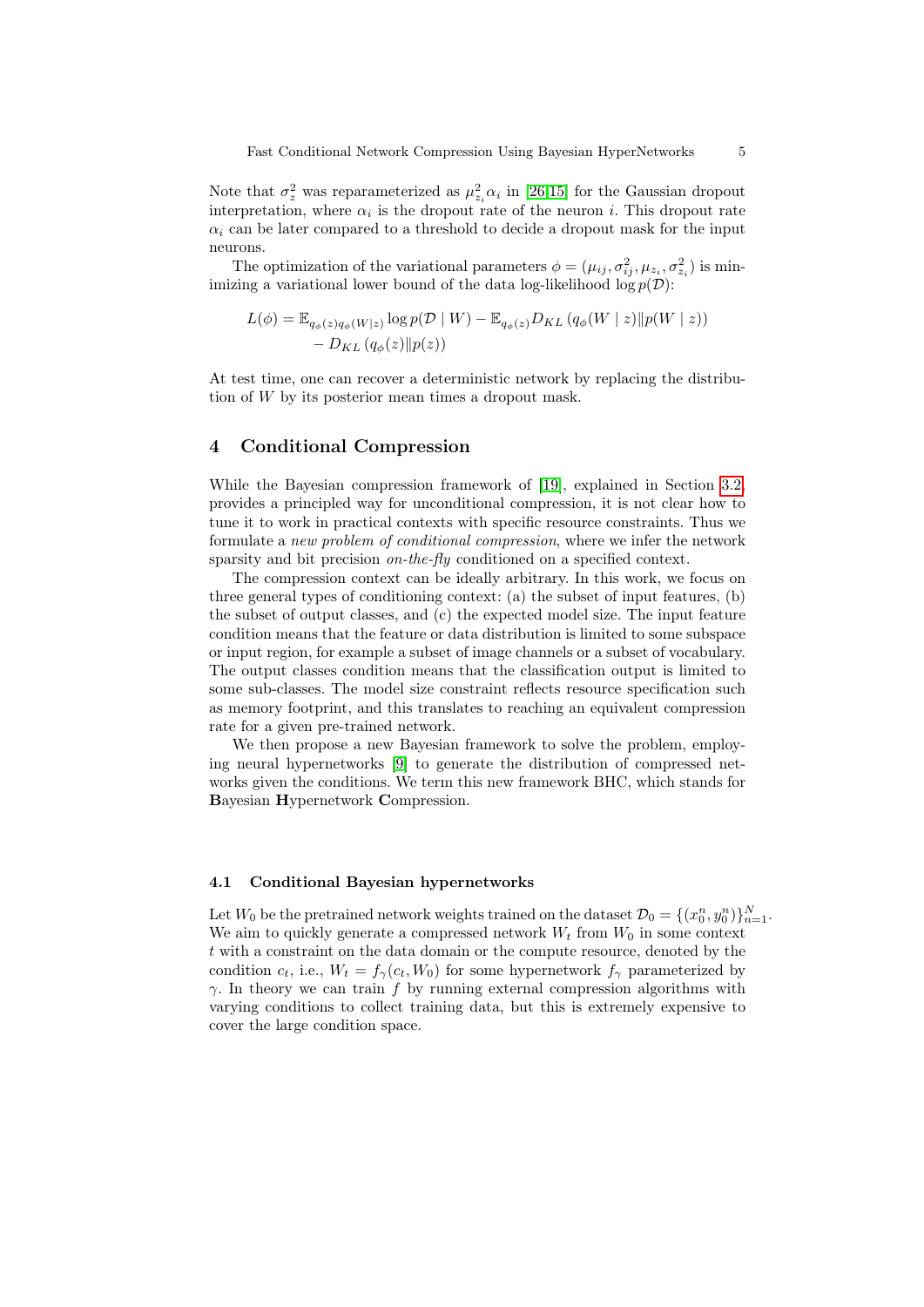Note that $\sigma_z^2$ was reparameterized as $\mu_{z_i}^2 \alpha_i$ in [26,15] for the Gaussian dropout interpretation, where $\alpha_i$ is the dropout rate of the neuron $i$. This dropout rate $\alpha_i$ can be later compared to a threshold to decide a dropout mask for the input neurons.

The optimization of the variational parameters $\phi = (\mu_{ij}, \sigma_{ij}^2, \mu_{z_i}, \sigma_{z_i}^2)$ is minimizing a variational lower bound of the data log-likelihood $\log p(\mathcal{D})$:

$$
\begin{aligned}
L(\phi) = \mathbb{E}_{q_\phi(z) q_\phi(W|z)} \log p(\mathcal{D} \mid W) - \mathbb{E}_{q_\phi(z)} D_{KL}\left(q_\phi(W \mid z) \| p(W \mid z)\right) \\
- D_{KL}\left(q_\phi(z) \| p(z)\right)
\end{aligned}
$$

At test time, one can recover a deterministic network by replacing the distribution of $W$ by its posterior mean times a dropout mask.

## 4 Conditional Compression

While the Bayesian compression framework of [19], explained in Section 3.2, provides a principled way for unconditional compression, it is not clear how to tune it to work in practical contexts with specific resource constraints. Thus we formulate a *new problem of conditional compression*, where we infer the network sparsity and bit precision *on-the-fly* conditioned on a specified context.

The compression context can be ideally arbitrary. In this work, we focus on three general types of conditioning context: (a) the subset of input features, (b) the subset of output classes, and (c) the expected model size. The input feature condition means that the feature or data distribution is limited to some subspace or input region, for example a subset of image channels or a subset of vocabulary. The output classes condition means that the classification output is limited to some sub-classes. The model size constraint reflects resource specification such as memory footprint, and this translates to reaching an equivalent compression rate for a given pre-trained network.

We then propose a new Bayesian framework to solve the problem, employing neural hypernetworks [9] to generate the distribution of compressed networks given the conditions. We term this new framework BHC, which stands for **B**ayesian **H**ypernetwork **C**ompression.

### 4.1 Conditional Bayesian hypernetworks

Let $W_0$ be the pretrained network weights trained on the dataset $\mathcal{D}_0 = \{(x_0^n, y_0^n)\}_{n=1}^N$. We aim to quickly generate a compressed network $W_t$ from $W_0$ in some context $t$ with a constraint on the data domain or the compute resource, denoted by the condition $c_t$, i.e., $W_t = f_\gamma(c_t, W_0)$ for some hypernetwork $f_\gamma$ parameterized by $\gamma$. In theory we can train $f$ by running external compression algorithms with varying conditions to collect training data, but this is extremely expensive to cover the large condition space.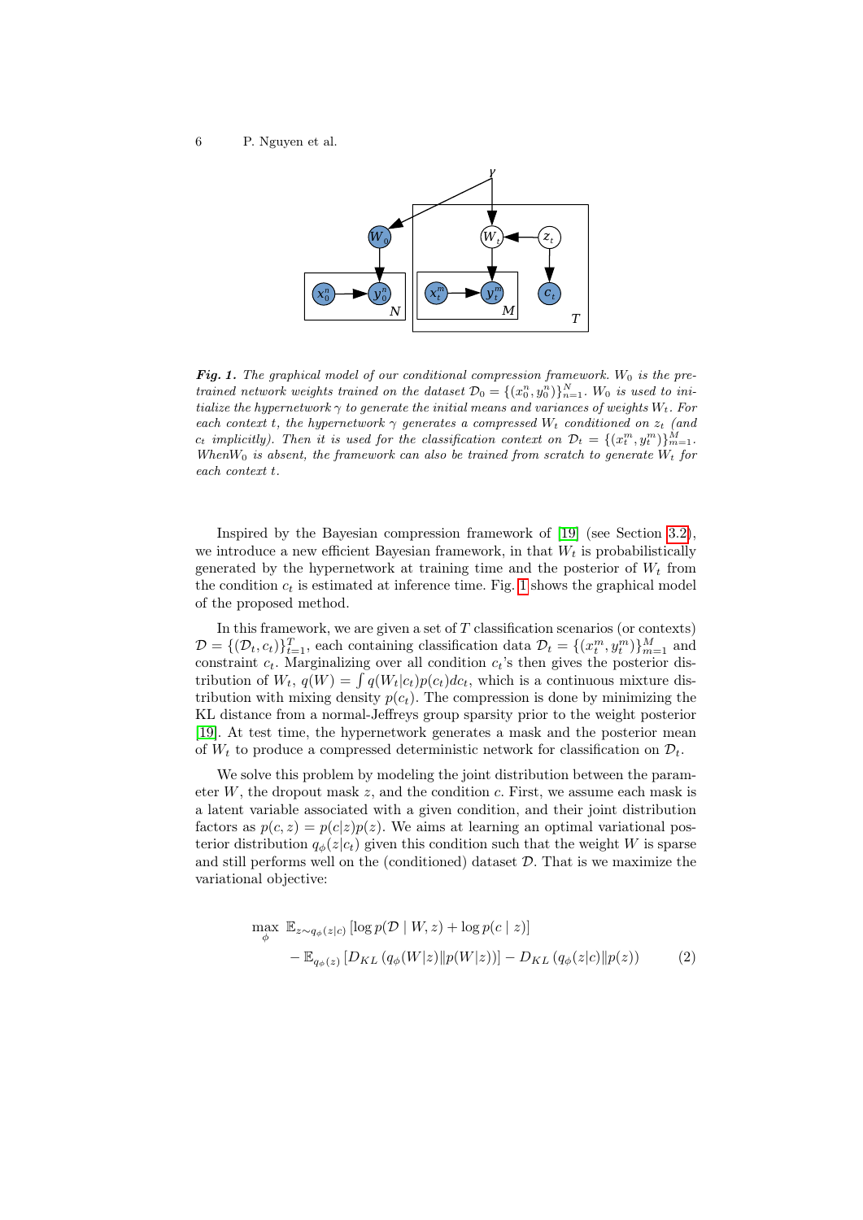**Fig. 1.** *The graphical model of our conditional compression framework. $W_0$ is the pre-trained network weights trained on the dataset $\mathcal{D}_0 = \{(x_0^n, y_0^n)\}_{n=1}^N$. $W_0$ is used to initialize the hypernetwork $\gamma$ to generate the initial means and variances of weights $W_t$. For each context $t$, the hypernetwork $\gamma$ generates a compressed $W_t$ conditioned on $z_t$ (and $c_t$ implicitly). Then it is used for the classification context on $\mathcal{D}_t = \{(x_t^m, y_t^m)\}_{m=1}^M$. When $W_0$ is absent, the framework can also be trained from scratch to generate $W_t$ for each context $t$.*

Inspired by the Bayesian compression framework of [19] (see Section 3.2), we introduce a new efficient Bayesian framework, in that $W_t$ is probabilistically generated by the hypernetwork at training time and the posterior of $W_t$ from the condition $c_t$ is estimated at inference time. Fig. 1 shows the graphical model of the proposed method.

In this framework, we are given a set of $T$ classification scenarios (or contexts) $\mathcal{D} = \{(\mathcal{D}_t, c_t)\}_{t=1}^T$, each containing classification data $\mathcal{D}_t = \{(x_t^m, y_t^m)\}_{m=1}^M$ and constraint $c_t$. Marginalizing over all condition $c_t$'s then gives the posterior distribution of $W_t$, $q(W) = \int q(W_t|c_t)p(c_t)dc_t$, which is a continuous mixture distribution with mixing density $p(c_t)$. The compression is done by minimizing the KL distance from a normal-Jeffreys group sparsity prior to the weight posterior [19]. At test time, the hypernetwork generates a mask and the posterior mean of $W_t$ to produce a compressed deterministic network for classification on $\mathcal{D}_t$.

We solve this problem by modeling the joint distribution between the parameter $W$, the dropout mask $z$, and the condition $c$. First, we assume each mask is a latent variable associated with a given condition, and their joint distribution factors as $p(c, z) = p(c|z)p(z)$. We aims at learning an optimal variational posterior distribution $q_\phi(z|c_t)$ given this condition such that the weight $W$ is sparse and still performs well on the (conditioned) dataset $\mathcal{D}$. That is we maximize the variational objective:

$$\max_{\phi} \; \mathbb{E}_{z \sim q_\phi(z|c)} \left[ \log p(\mathcal{D} \mid W, z) + \log p(c \mid z) \right] - \mathbb{E}_{q_\phi(z)} \left[ D_{KL} \left( q_\phi(W|z) \| p(W|z) \right) \right] - D_{KL} \left( q_\phi(z|c) \| p(z) \right) \tag{2}$$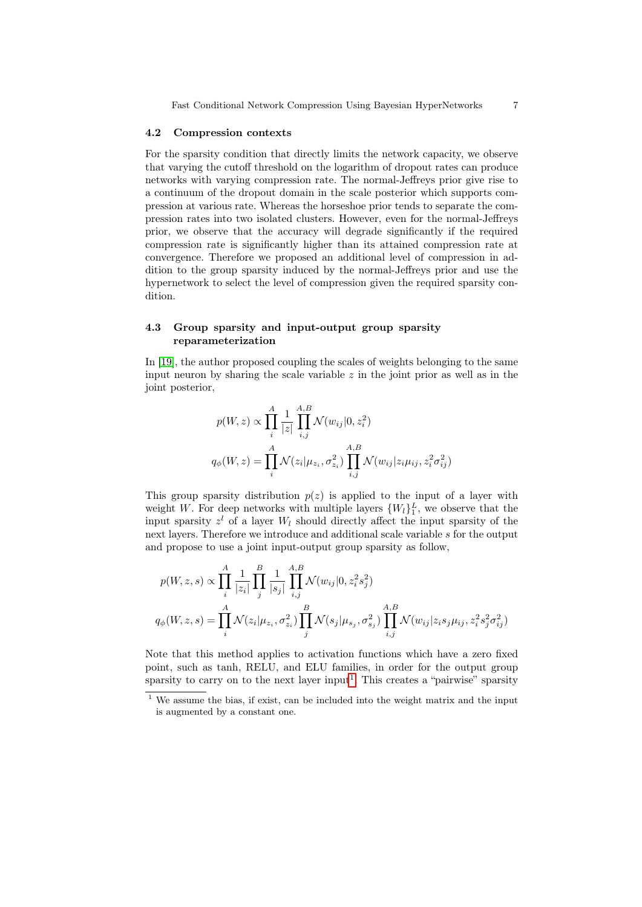### 4.2 Compression contexts

For the sparsity condition that directly limits the network capacity, we observe that varying the cutoff threshold on the logarithm of dropout rates can produce networks with varying compression rate. The normal-Jeffreys prior give rise to a continuum of the dropout domain in the scale posterior which supports compression at various rate. Whereas the horseshoe prior tends to separate the compression rates into two isolated clusters. However, even for the normal-Jeffreys prior, we observe that the accuracy will degrade significantly if the required compression rate is significantly higher than its attained compression rate at convergence. Therefore we proposed an additional level of compression in addition to the group sparsity induced by the normal-Jeffreys prior and use the hypernetwork to select the level of compression given the required sparsity condition.

### 4.3 Group sparsity and input-output group sparsity reparameterization

In [19], the author proposed coupling the scales of weights belonging to the same input neuron by sharing the scale variable $z$ in the joint prior as well as in the joint posterior,

$$p(W, z) \propto \prod_{i}^{A} \frac{1}{|z|} \prod_{i,j}^{A,B} \mathcal{N}(w_{ij}|0, z_i^2)$$

$$q_\phi(W, z) = \prod_{i}^{A} \mathcal{N}(z_i|\mu_{z_i}, \sigma_{z_i}^2) \prod_{i,j}^{A,B} \mathcal{N}(w_{ij}|z_i\mu_{ij}, z_i^2\sigma_{ij}^2)$$

This group sparsity distribution $p(z)$ is applied to the input of a layer with weight $W$. For deep networks with multiple layers $\{W_l\}_1^L$, we observe that the input sparsity $z^l$ of a layer $W_l$ should directly affect the input sparsity of the next layers. Therefore we introduce and additional scale variable $s$ for the output and propose to use a joint input-output group sparsity as follow,

$$p(W, z, s) \propto \prod_{i}^{A} \frac{1}{|z_i|} \prod_{j}^{B} \frac{1}{|s_j|} \prod_{i,j}^{A,B} \mathcal{N}(w_{ij}|0, z_i^2 s_j^2)$$

$$q_\phi(W, z, s) = \prod_{i}^{A} \mathcal{N}(z_i|\mu_{z_i}, \sigma_{z_i}^2) \prod_{j}^{B} \mathcal{N}(s_j|\mu_{s_j}, \sigma_{s_j}^2) \prod_{i,j}^{A,B} \mathcal{N}(w_{ij}|z_i s_j \mu_{ij}, z_i^2 s_j^2 \sigma_{ij}^2)$$

Note that this method applies to activation functions which have a zero fixed point, such as tanh, RELU, and ELU families, in order for the output group sparsity to carry on to the next layer input[1]. This creates a "pairwise" sparsity

[1] We assume the bias, if exist, can be included into the weight matrix and the input is augmented by a constant one.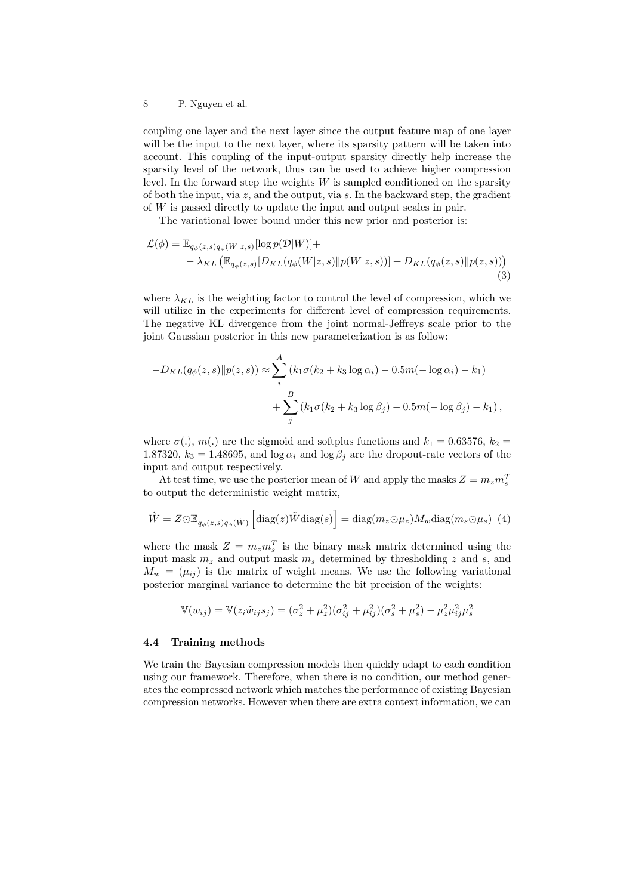coupling one layer and the next layer since the output feature map of one layer will be the input to the next layer, where its sparsity pattern will be taken into account. This coupling of the input-output sparsity directly help increase the sparsity level of the network, thus can be used to achieve higher compression level. In the forward step the weights $W$ is sampled conditioned on the sparsity of both the input, via $z$, and the output, via $s$. In the backward step, the gradient of $W$ is passed directly to update the input and output scales in pair.

The variational lower bound under this new prior and posterior is:

$$\mathcal{L}(\phi) = \mathbb{E}_{q_\phi(z,s)q_\phi(W|z,s)}[\log p(\mathcal{D}|W)] + \\ - \lambda_{KL}\left(\mathbb{E}_{q_\phi(z,s)}[D_{KL}(q_\phi(W|z,s)\|p(W|z,s))] + D_{KL}(q_\phi(z,s)\|p(z,s))\right) \tag{3}$$

where $\lambda_{KL}$ is the weighting factor to control the level of compression, which we will utilize in the experiments for different level of compression requirements. The negative KL divergence from the joint normal-Jeffreys scale prior to the joint Gaussian posterior in this new parameterization is as follow:

$$-D_{KL}(q_\phi(z,s)\|p(z,s)) \approx \sum_i^A \left(k_1\sigma(k_2 + k_3 \log \alpha_i) - 0.5m(-\log \alpha_i) - k_1\right) \\ + \sum_j^B \left(k_1\sigma(k_2 + k_3 \log \beta_j) - 0.5m(-\log \beta_j) - k_1\right),$$

where $\sigma(.)$, $m(.)$ are the sigmoid and softplus functions and $k_1 = 0.63576$, $k_2 = 1.87320$, $k_3 = 1.48695$, and $\log \alpha_i$ and $\log \beta_j$ are the dropout-rate vectors of the input and output respectively.

At test time, we use the posterior mean of $W$ and apply the masks $Z = m_z m_s^T$ to output the deterministic weight matrix,

$$\hat{W} = Z \odot \mathbb{E}_{q_\phi(z,s)q_\phi(\tilde{W})}\left[\text{diag}(z)\tilde{W}\text{diag}(s)\right] = \text{diag}(m_z \odot \mu_z) M_w \text{diag}(m_s \odot \mu_s) \tag{4}$$

where the mask $Z = m_z m_s^T$ is the binary mask matrix determined using the input mask $m_z$ and output mask $m_s$ determined by thresholding $z$ and $s$, and $M_w = (\mu_{ij})$ is the matrix of weight means. We use the following variational posterior marginal variance to determine the bit precision of the weights:

$$\mathbb{V}(w_{ij}) = \mathbb{V}(z_i \tilde{w}_{ij} s_j) = (\sigma_z^2 + \mu_z^2)(\sigma_{ij}^2 + \mu_{ij}^2)(\sigma_s^2 + \mu_s^2) - \mu_z^2 \mu_{ij}^2 \mu_s^2$$

### 4.4 Training methods

We train the Bayesian compression models then quickly adapt to each condition using our framework. Therefore, when there is no condition, our method generates the compressed network which matches the performance of existing Bayesian compression networks. However when there are extra context information, we can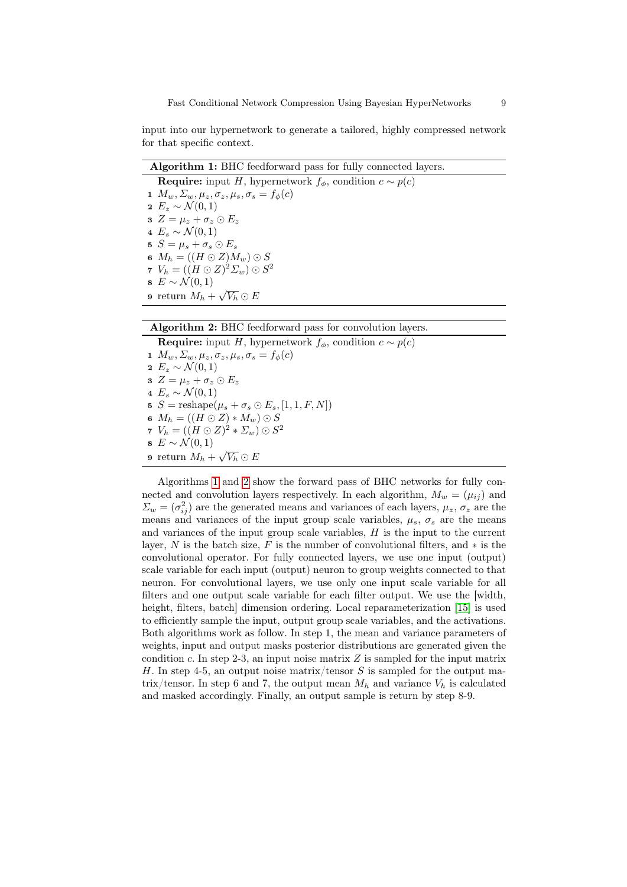input into our hypernetwork to generate a tailored, highly compressed network for that specific context.

---

**Algorithm 1:** BHC feedforward pass for fully connected layers.

---

**Require:** input $H$, hypernetwork $f_\phi$, condition $c \sim p(c)$

1. $M_w, \Sigma_w, \mu_z, \sigma_z, \mu_s, \sigma_s = f_\phi(c)$
2. $E_z \sim \mathcal{N}(0, 1)$
3. $Z = \mu_z + \sigma_z \odot E_z$
4. $E_s \sim \mathcal{N}(0, 1)$
5. $S = \mu_s + \sigma_s \odot E_s$
6. $M_h = ((H \odot Z)M_w) \odot S$
7. $V_h = ((H \odot Z)^2 \Sigma_w) \odot S^2$
8. $E \sim \mathcal{N}(0, 1)$
9. return $M_h + \sqrt{V_h} \odot E$

---

**Algorithm 2:** BHC feedforward pass for convolution layers.

---

**Require:** input $H$, hypernetwork $f_\phi$, condition $c \sim p(c)$

1. $M_w, \Sigma_w, \mu_z, \sigma_z, \mu_s, \sigma_s = f_\phi(c)$
2. $E_z \sim \mathcal{N}(0, 1)$
3. $Z = \mu_z + \sigma_z \odot E_z$
4. $E_s \sim \mathcal{N}(0, 1)$
5. $S = \text{reshape}(\mu_s + \sigma_s \odot E_s, [1, 1, F, N])$
6. $M_h = ((H \odot Z) * M_w) \odot S$
7. $V_h = ((H \odot Z)^2 * \Sigma_w) \odot S^2$
8. $E \sim \mathcal{N}(0, 1)$
9. return $M_h + \sqrt{V_h} \odot E$

---

Algorithms 1 and 2 show the forward pass of BHC networks for fully connected and convolution layers respectively. In each algorithm, $M_w = (\mu_{ij})$ and $\Sigma_w = (\sigma_{ij}^2)$ are the generated means and variances of each layers, $\mu_z$, $\sigma_z$ are the means and variances of the input group scale variables, $\mu_s$, $\sigma_s$ are the means and variances of the input group scale variables, $H$ is the input to the current layer, $N$ is the batch size, $F$ is the number of convolutional filters, and $*$ is the convolutional operator. For fully connected layers, we use one input (output) scale variable for each input (output) neuron to group weights connected to that neuron. For convolutional layers, we use only one input scale variable for all filters and one output scale variable for each filter output. We use the [width, height, filters, batch] dimension ordering. Local reparameterization [15] is used to efficiently sample the input, output group scale variables, and the activations. Both algorithms work as follow. In step 1, the mean and variance parameters of weights, input and output masks posterior distributions are generated given the condition $c$. In step 2-3, an input noise matrix $Z$ is sampled for the input matrix $H$. In step 4-5, an output noise matrix/tensor $S$ is sampled for the output matrix/tensor. In step 6 and 7, the output mean $M_h$ and variance $V_h$ is calculated and masked accordingly. Finally, an output sample is return by step 8-9.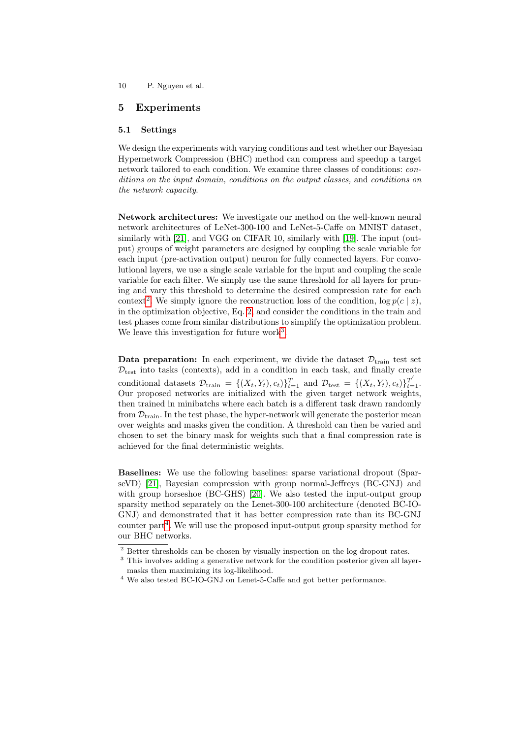## 5 Experiments

### 5.1 Settings

We design the experiments with varying conditions and test whether our Bayesian Hypernetwork Compression (BHC) method can compress and speedup a target network tailored to each condition. We examine three classes of conditions: *conditions on the input domain, conditions on the output classes,* and *conditions on the network capacity*.

**Network architectures:** We investigate our method on the well-known neural network architectures of LeNet-300-100 and LeNet-5-Caffe on MNIST dataset, similarly with [21], and VGG on CIFAR 10, similarly with [19]. The input (output) groups of weight parameters are designed by coupling the scale variable for each input (pre-activation output) neuron for fully connected layers. For convolutional layers, we use a single scale variable for the input and coupling the scale variable for each filter. We simply use the same threshold for all layers for pruning and vary this threshold to determine the desired compression rate for each context[2]. We simply ignore the reconstruction loss of the condition, $\log p(c \mid z)$, in the optimization objective, Eq. 2, and consider the conditions in the train and test phases come from similar distributions to simplify the optimization problem. We leave this investigation for future work[3].

**Data preparation:** In each experiment, we divide the dataset $\mathcal{D}_{\text{train}}$ test set $\mathcal{D}_{\text{test}}$ into tasks (contexts), add in a condition in each task, and finally create conditional datasets $\mathcal{D}_{\text{train}} = \{(X_t, Y_t), c_t)\}_{t=1}^{T}$ and $\mathcal{D}_{\text{test}} = \{(X_t, Y_t), c_t)\}_{t=1}^{T'}$. Our proposed networks are initialized with the given target network weights, then trained in minibatchs where each batch is a different task drawn randomly from $\mathcal{D}_{\text{train}}$. In the test phase, the hyper-network will generate the posterior mean over weights and masks given the condition. A threshold can then be varied and chosen to set the binary mask for weights such that a final compression rate is achieved for the final deterministic weights.

**Baselines:** We use the following baselines: sparse variational dropout (SparseVD) [21], Bayesian compression with group normal-Jeffreys (BC-GNJ) and with group horseshoe (BC-GHS) [20]. We also tested the input-output group sparsity method separately on the Lenet-300-100 architecture (denoted BC-IO-GNJ) and demonstrated that it has better compression rate than its BC-GNJ counter part[4]. We will use the proposed input-output group sparsity method for our BHC networks.

---

[2] Better thresholds can be chosen by visually inspection on the log dropout rates.

[3] This involves adding a generative network for the condition posterior given all layer-masks then maximizing its log-likelihood.

[4] We also tested BC-IO-GNJ on Lenet-5-Caffe and got better performance.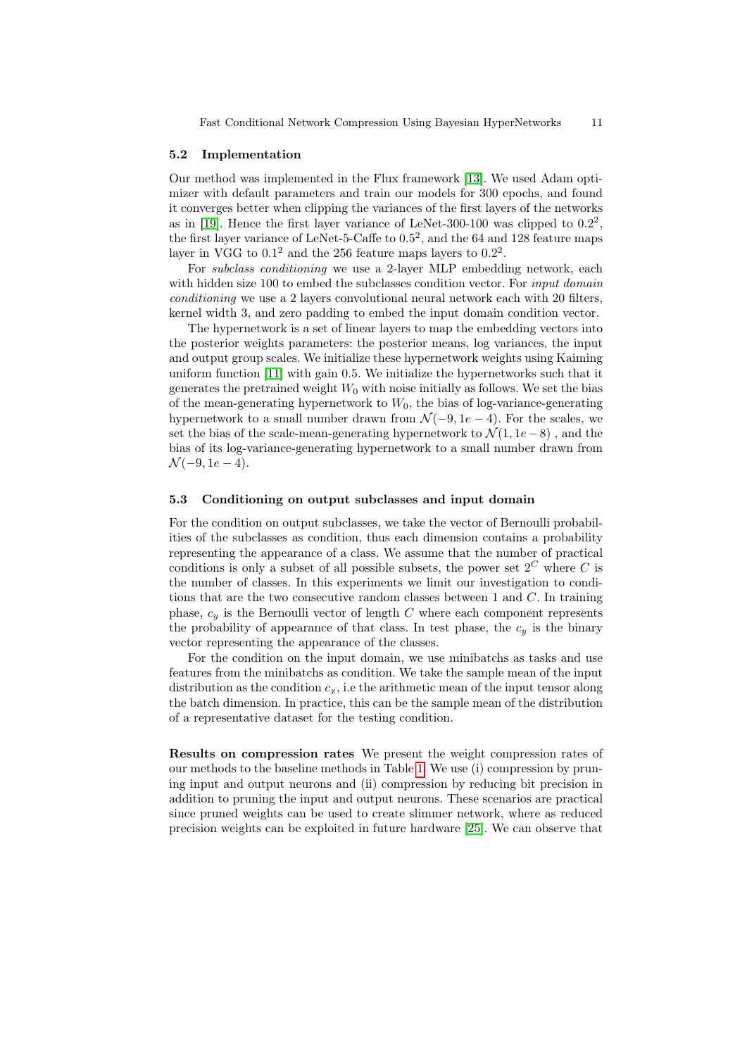### 5.2 Implementation

Our method was implemented in the Flux framework [13]. We used Adam optimizer with default parameters and train our models for 300 epochs, and found it converges better when clipping the variances of the first layers of the networks as in [19]. Hence the first layer variance of LeNet-300-100 was clipped to $0.2^2$, the first layer variance of LeNet-5-Caffe to $0.5^2$, and the 64 and 128 feature maps layer in VGG to $0.1^2$ and the 256 feature maps layers to $0.2^2$.

For *subclass conditioning* we use a 2-layer MLP embedding network, each with hidden size 100 to embed the subclasses condition vector. For *input domain conditioning* we use a 2 layers convolutional neural network each with 20 filters, kernel width 3, and zero padding to embed the input domain condition vector.

The hypernetwork is a set of linear layers to map the embedding vectors into the posterior weights parameters: the posterior means, log variances, the input and output group scales. We initialize these hypernetwork weights using Kaiming uniform function [11] with gain 0.5. We initialize the hypernetworks such that it generates the pretrained weight $W_0$ with noise initially as follows. We set the bias of the mean-generating hypernetwork to $W_0$, the bias of log-variance-generating hypernetwork to a small number drawn from $\mathcal{N}(-9, 1e-4)$. For the scales, we set the bias of the scale-mean-generating hypernetwork to $\mathcal{N}(1, 1e-8)$ , and the bias of its log-variance-generating hypernetwork to a small number drawn from $\mathcal{N}(-9, 1e-4)$.

### 5.3 Conditioning on output subclasses and input domain

For the condition on output subclasses, we take the vector of Bernoulli probabilities of the subclasses as condition, thus each dimension contains a probability representing the appearance of a class. We assume that the number of practical conditions is only a subset of all possible subsets, the power set $2^C$ where $C$ is the number of classes. In this experiments we limit our investigation to conditions that are the two consecutive random classes between 1 and $C$. In training phase, $c_y$ is the Bernoulli vector of length $C$ where each component represents the probability of appearance of that class. In test phase, the $c_y$ is the binary vector representing the appearance of the classes.

For the condition on the input domain, we use minibatchs as tasks and use features from the minibatchs as condition. We take the sample mean of the input distribution as the condition $c_x$, i.e the arithmetic mean of the input tensor along the batch dimension. In practice, this can be the sample mean of the distribution of a representative dataset for the testing condition.

**Results on compression rates** We present the weight compression rates of our methods to the baseline methods in Table 1. We use (i) compression by pruning input and output neurons and (ii) compression by reducing bit precision in addition to pruning the input and output neurons. These scenarios are practical since pruned weights can be used to create slimmer network, where as reduced precision weights can be exploited in future hardware [25]. We can observe that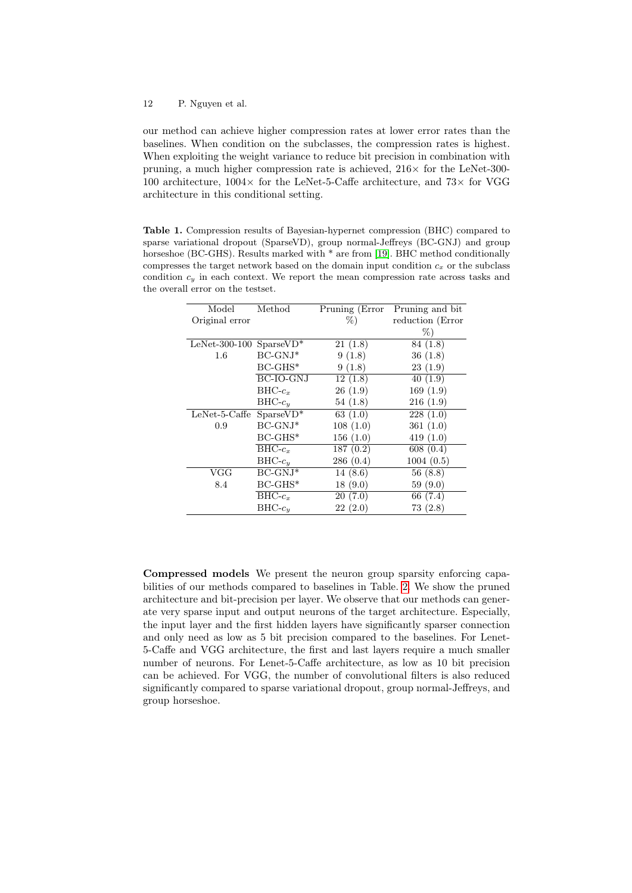our method can achieve higher compression rates at lower error rates than the baselines. When condition on the subclasses, the compression rates is highest. When exploiting the weight variance to reduce bit precision in combination with pruning, a much higher compression rate is achieved, 216× for the LeNet-300-100 architecture, 1004× for the LeNet-5-Caffe architecture, and 73× for VGG architecture in this conditional setting.

**Table 1.** Compression results of Bayesian-hypernet compression (BHC) compared to sparse variational dropout (SparseVD), group normal-Jeffreys (BC-GNJ) and group horseshoe (BC-GHS). Results marked with * are from [19]. BHC method conditionally compresses the target network based on the domain input condition $c_x$ or the subclass condition $c_y$ in each context. We report the mean compression rate across tasks and the overall error on the testset.

| Model Original error | Method | Pruning (Error %) | Pruning and bit reduction (Error %) |
|---|---|---|---|
| LeNet-300-100 | SparseVD* | 21 (1.8) | 84 (1.8) |
| 1.6 | BC-GNJ* | 9 (1.8) | 36 (1.8) |
| | BC-GHS* | 9 (1.8) | 23 (1.9) |
| | BC-IO-GNJ | 12 (1.8) | 40 (1.9) |
| | BHC-$c_x$ | 26 (1.9) | 169 (1.9) |
| | BHC-$c_y$ | 54 (1.8) | 216 (1.9) |
| LeNet-5-Caffe | SparseVD* | 63 (1.0) | 228 (1.0) |
| 0.9 | BC-GNJ* | 108 (1.0) | 361 (1.0) |
| | BC-GHS* | 156 (1.0) | 419 (1.0) |
| | BHC-$c_x$ | 187 (0.2) | 608 (0.4) |
| | BHC-$c_y$ | 286 (0.4) | 1004 (0.5) |
| VGG | BC-GNJ* | 14 (8.6) | 56 (8.8) |
| 8.4 | BC-GHS* | 18 (9.0) | 59 (9.0) |
| | BHC-$c_x$ | 20 (7.0) | 66 (7.4) |
| | BHC-$c_y$ | 22 (2.0) | 73 (2.8) |

**Compressed models** We present the neuron group sparsity enforcing capabilities of our methods compared to baselines in Table. 2. We show the pruned architecture and bit-precision per layer. We observe that our methods can generate very sparse input and output neurons of the target architecture. Especially, the input layer and the first hidden layers have significantly sparser connection and only need as low as 5 bit precision compared to the baselines. For Lenet-5-Caffe and VGG architecture, the first and last layers require a much smaller number of neurons. For Lenet-5-Caffe architecture, as low as 10 bit precision can be achieved. For VGG, the number of convolutional filters is also reduced significantly compared to sparse variational dropout, group normal-Jeffreys, and group horseshoe.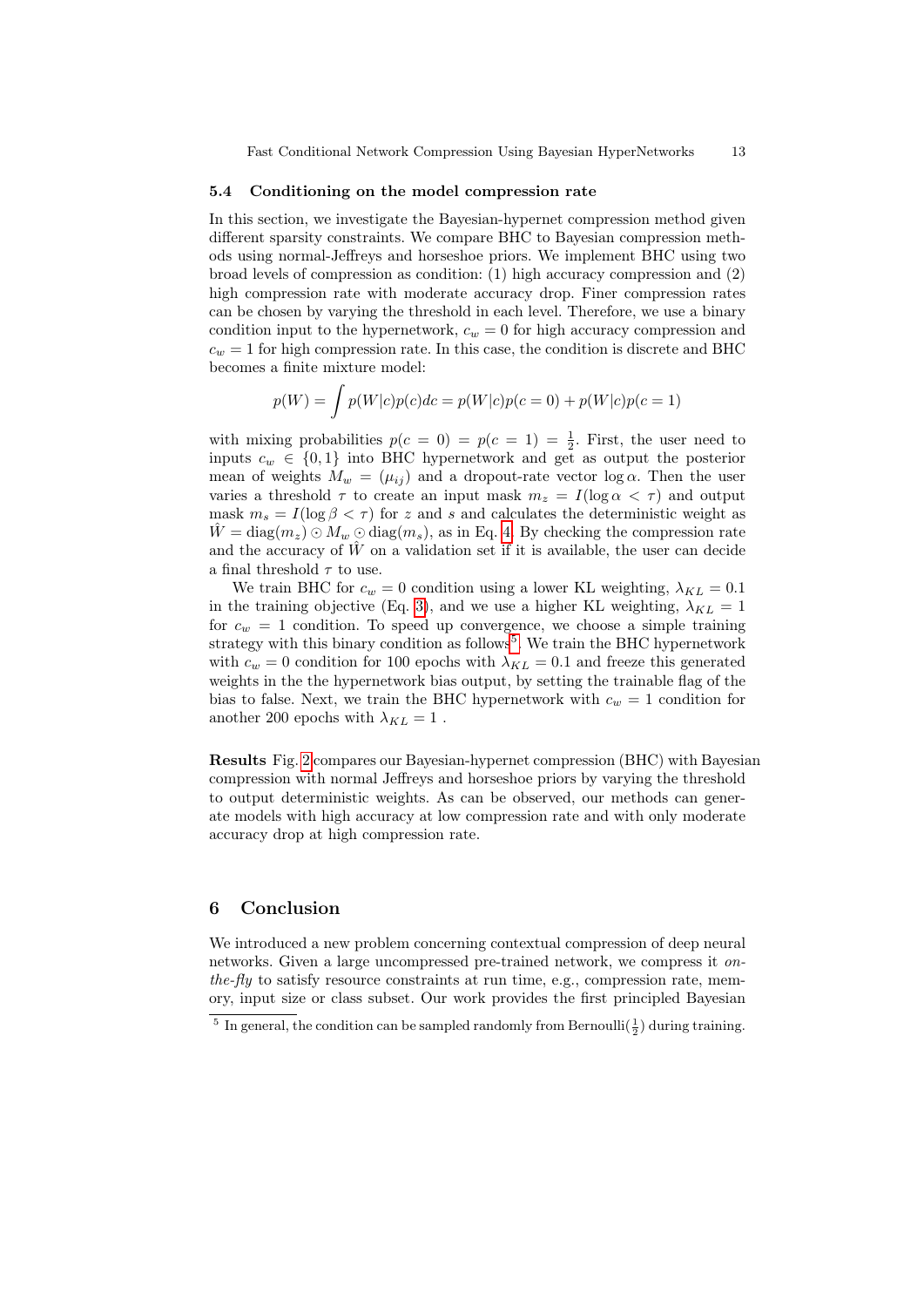### 5.4 Conditioning on the model compression rate

In this section, we investigate the Bayesian-hypernet compression method given different sparsity constraints. We compare BHC to Bayesian compression methods using normal-Jeffreys and horseshoe priors. We implement BHC using two broad levels of compression as condition: (1) high accuracy compression and (2) high compression rate with moderate accuracy drop. Finer compression rates can be chosen by varying the threshold in each level. Therefore, we use a binary condition input to the hypernetwork, $c_w = 0$ for high accuracy compression and $c_w = 1$ for high compression rate. In this case, the condition is discrete and BHC becomes a finite mixture model:

$$p(W) = \int p(W|c)p(c)dc = p(W|c)p(c=0) + p(W|c)p(c=1)$$

with mixing probabilities $p(c=0) = p(c=1) = \frac{1}{2}$. First, the user need to inputs $c_w \in \{0, 1\}$ into BHC hypernetwork and get as output the posterior mean of weights $M_w = (\mu_{ij})$ and a dropout-rate vector $\log \alpha$. Then the user varies a threshold $\tau$ to create an input mask $m_z = I(\log \alpha < \tau)$ and output mask $m_s = I(\log \beta < \tau)$ for $z$ and $s$ and calculates the deterministic weight as $\hat{W} = \text{diag}(m_z) \odot M_w \odot \text{diag}(m_s)$, as in Eq. 4. By checking the compression rate and the accuracy of $\hat{W}$ on a validation set if it is available, the user can decide a final threshold $\tau$ to use.

We train BHC for $c_w = 0$ condition using a lower KL weighting, $\lambda_{KL} = 0.1$ in the training objective (Eq. 3), and we use a higher KL weighting, $\lambda_{KL} = 1$ for $c_w = 1$ condition. To speed up convergence, we choose a simple training strategy with this binary condition as follows[5]. We train the BHC hypernetwork with $c_w = 0$ condition for 100 epochs with $\lambda_{KL} = 0.1$ and freeze this generated weights in the the hypernetwork bias output, by setting the trainable flag of the bias to false. Next, we train the BHC hypernetwork with $c_w = 1$ condition for another 200 epochs with $\lambda_{KL} = 1$ .

**Results** Fig. 2 compares our Bayesian-hypernet compression (BHC) with Bayesian compression with normal Jeffreys and horseshoe priors by varying the threshold to output deterministic weights. As can be observed, our methods can generate models with high accuracy at low compression rate and with only moderate accuracy drop at high compression rate.

## 6 Conclusion

We introduced a new problem concerning contextual compression of deep neural networks. Given a large uncompressed pre-trained network, we compress it *on-the-fly* to satisfy resource constraints at run time, e.g., compression rate, memory, input size or class subset. Our work provides the first principled Bayesian

[5] In general, the condition can be sampled randomly from Bernoulli($\frac{1}{2}$) during training.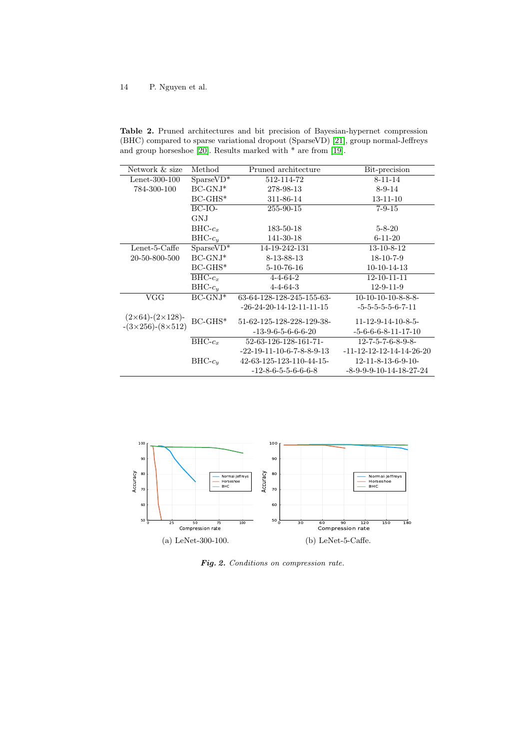**Table 2.** Pruned architectures and bit precision of Bayesian-hypernet compression (BHC) compared to sparse variational dropout (SparseVD) [21], group normal-Jeffreys and group horseshoe [20]. Results marked with * are from [19].

| Network & size | Method | Pruned architecture | Bit-precision |
|---|---|---|---|
| Lenet-300-100 784-300-100 | SparseVD* | 512-114-72 | 8-11-14 |
| | BC-GNJ* | 278-98-13 | 8-9-14 |
| | BC-GHS* | 311-86-14 | 13-11-10 |
| | BC-IO-GNJ | 255-90-15 | 7-9-15 |
| | BHC-$c_x$ | 183-50-18 | 5-8-20 |
| | BHC-$c_y$ | 141-30-18 | 6-11-20 |
| Lenet-5-Caffe 20-50-800-500 | SparseVD* | 14-19-242-131 | 13-10-8-12 |
| | BC-GNJ* | 8-13-88-13 | 18-10-7-9 |
| | BC-GHS* | 5-10-76-16 | 10-10-14-13 |
| | BHC-$c_x$ | 4-4-64-2 | 12-10-11-11 |
| | BHC-$c_y$ | 4-4-64-3 | 12-9-11-9 |
| VGG (2×64)-(2×128)--(3×256)-(8×512) | BC-GNJ* | 63-64-128-128-245-155-63--26-24-20-14-12-11-11-15 | 10-10-10-10-8-8-8--5-5-5-5-5-6-7-11 |
| | BC-GHS* | 51-62-125-128-228-129-38--13-9-6-5-6-6-6-20 | 11-12-9-14-10-8-5--5-6-6-6-8-11-17-10 |
| | BHC-$c_x$ | 52-63-126-128-161-71--22-19-11-10-6-7-8-8-9-13 | 12-7-5-7-6-8-9-8--11-12-12-12-14-14-26-20 |
| | BHC-$c_y$ | 42-63-125-123-110-44-15--12-8-6-5-5-6-6-6-8 | 12-11-8-13-6-9-10--8-9-9-9-10-14-18-27-24 |

(a) LeNet-300-100.

(b) LeNet-5-Caffe.

***Fig. 2.*** *Conditions on compression rate.*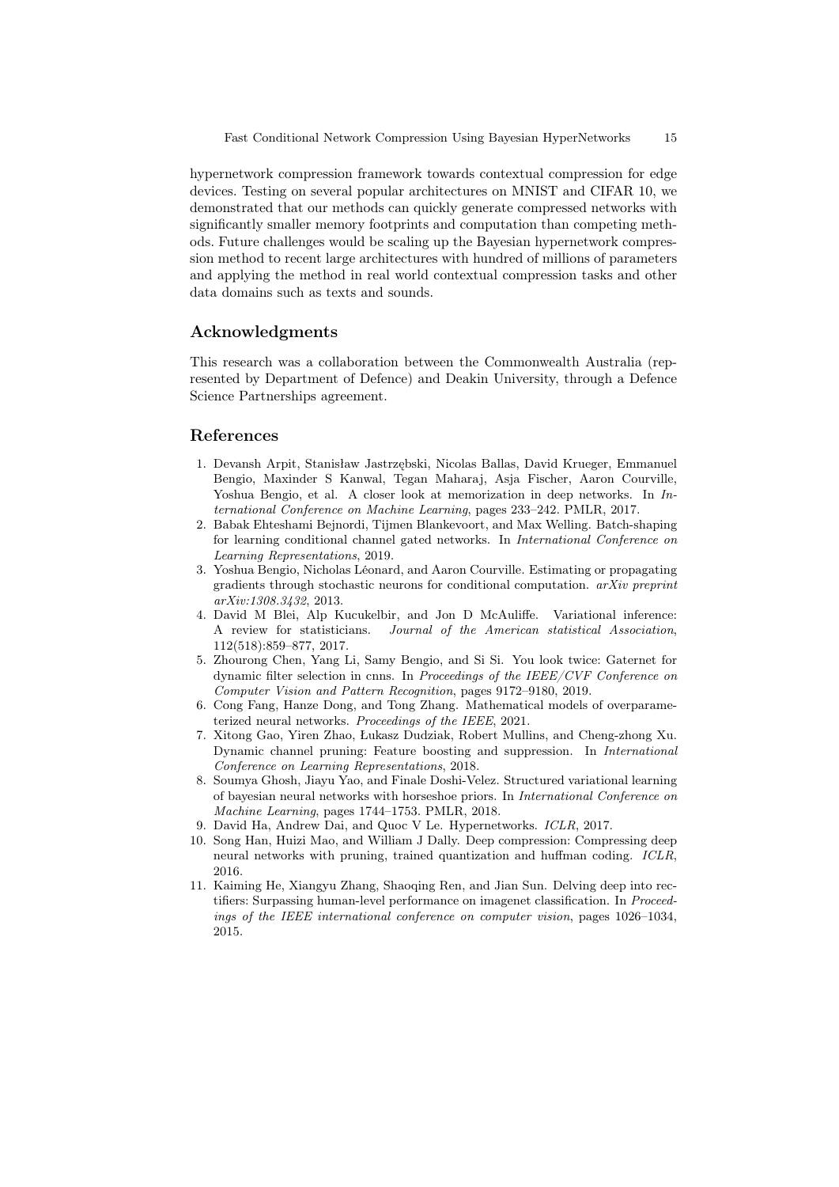hypernetwork compression framework towards contextual compression for edge devices. Testing on several popular architectures on MNIST and CIFAR 10, we demonstrated that our methods can quickly generate compressed networks with significantly smaller memory footprints and computation than competing methods. Future challenges would be scaling up the Bayesian hypernetwork compression method to recent large architectures with hundred of millions of parameters and applying the method in real world contextual compression tasks and other data domains such as texts and sounds.

## Acknowledgments

This research was a collaboration between the Commonwealth Australia (represented by Department of Defence) and Deakin University, through a Defence Science Partnerships agreement.

## References

1. Devansh Arpit, Stanisław Jastrzębski, Nicolas Ballas, David Krueger, Emmanuel Bengio, Maxinder S Kanwal, Tegan Maharaj, Asja Fischer, Aaron Courville, Yoshua Bengio, et al. A closer look at memorization in deep networks. In *International Conference on Machine Learning*, pages 233–242. PMLR, 2017.
2. Babak Ehteshami Bejnordi, Tijmen Blankevoort, and Max Welling. Batch-shaping for learning conditional channel gated networks. In *International Conference on Learning Representations*, 2019.
3. Yoshua Bengio, Nicholas Léonard, and Aaron Courville. Estimating or propagating gradients through stochastic neurons for conditional computation. *arXiv preprint arXiv:1308.3432*, 2013.
4. David M Blei, Alp Kucukelbir, and Jon D McAuliffe. Variational inference: A review for statisticians. *Journal of the American statistical Association*, 112(518):859–877, 2017.
5. Zhourong Chen, Yang Li, Samy Bengio, and Si Si. You look twice: Gaternet for dynamic filter selection in cnns. In *Proceedings of the IEEE/CVF Conference on Computer Vision and Pattern Recognition*, pages 9172–9180, 2019.
6. Cong Fang, Hanze Dong, and Tong Zhang. Mathematical models of overparameterized neural networks. *Proceedings of the IEEE*, 2021.
7. Xitong Gao, Yiren Zhao, Łukasz Dudziak, Robert Mullins, and Cheng-zhong Xu. Dynamic channel pruning: Feature boosting and suppression. In *International Conference on Learning Representations*, 2018.
8. Soumya Ghosh, Jiayu Yao, and Finale Doshi-Velez. Structured variational learning of bayesian neural networks with horseshoe priors. In *International Conference on Machine Learning*, pages 1744–1753. PMLR, 2018.
9. David Ha, Andrew Dai, and Quoc V Le. Hypernetworks. *ICLR*, 2017.
10. Song Han, Huizi Mao, and William J Dally. Deep compression: Compressing deep neural networks with pruning, trained quantization and huffman coding. *ICLR*, 2016.
11. Kaiming He, Xiangyu Zhang, Shaoqing Ren, and Jian Sun. Delving deep into rectifiers: Surpassing human-level performance on imagenet classification. In *Proceedings of the IEEE international conference on computer vision*, pages 1026–1034, 2015.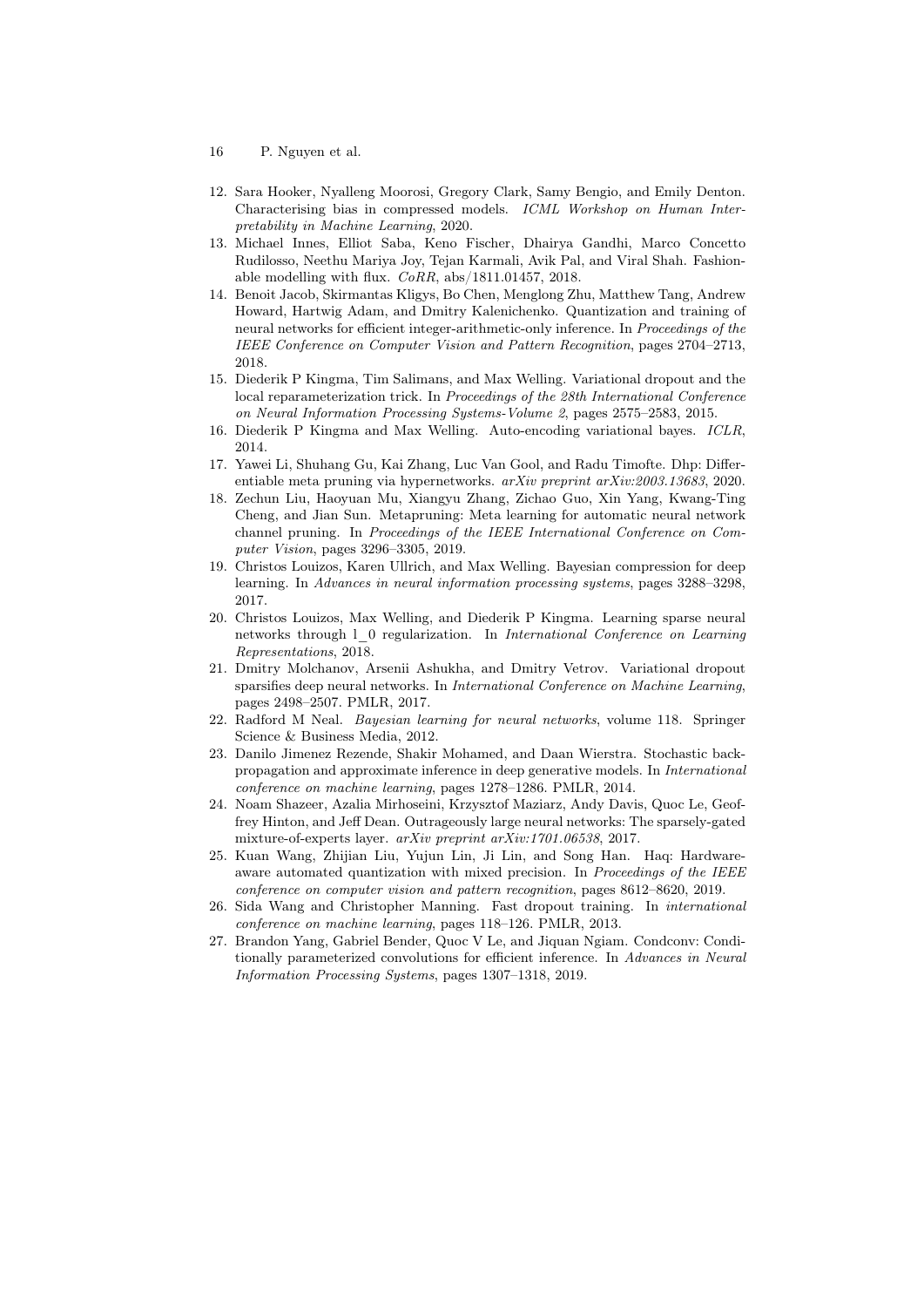12. Sara Hooker, Nyalleng Moorosi, Gregory Clark, Samy Bengio, and Emily Denton. Characterising bias in compressed models. *ICML Workshop on Human Interpretability in Machine Learning*, 2020.
13. Michael Innes, Elliot Saba, Keno Fischer, Dhairya Gandhi, Marco Concetto Rudilosso, Neethu Mariya Joy, Tejan Karmali, Avik Pal, and Viral Shah. Fashionable modelling with flux. *CoRR*, abs/1811.01457, 2018.
14. Benoit Jacob, Skirmantas Kligys, Bo Chen, Menglong Zhu, Matthew Tang, Andrew Howard, Hartwig Adam, and Dmitry Kalenichenko. Quantization and training of neural networks for efficient integer-arithmetic-only inference. In *Proceedings of the IEEE Conference on Computer Vision and Pattern Recognition*, pages 2704–2713, 2018.
15. Diederik P Kingma, Tim Salimans, and Max Welling. Variational dropout and the local reparameterization trick. In *Proceedings of the 28th International Conference on Neural Information Processing Systems-Volume 2*, pages 2575–2583, 2015.
16. Diederik P Kingma and Max Welling. Auto-encoding variational bayes. *ICLR*, 2014.
17. Yawei Li, Shuhang Gu, Kai Zhang, Luc Van Gool, and Radu Timofte. Dhp: Differentiable meta pruning via hypernetworks. *arXiv preprint arXiv:2003.13683*, 2020.
18. Zechun Liu, Haoyuan Mu, Xiangyu Zhang, Zichao Guo, Xin Yang, Kwang-Ting Cheng, and Jian Sun. Metapruning: Meta learning for automatic neural network channel pruning. In *Proceedings of the IEEE International Conference on Computer Vision*, pages 3296–3305, 2019.
19. Christos Louizos, Karen Ullrich, and Max Welling. Bayesian compression for deep learning. In *Advances in neural information processing systems*, pages 3288–3298, 2017.
20. Christos Louizos, Max Welling, and Diederik P Kingma. Learning sparse neural networks through l_0 regularization. In *International Conference on Learning Representations*, 2018.
21. Dmitry Molchanov, Arsenii Ashukha, and Dmitry Vetrov. Variational dropout sparsifies deep neural networks. In *International Conference on Machine Learning*, pages 2498–2507. PMLR, 2017.
22. Radford M Neal. *Bayesian learning for neural networks*, volume 118. Springer Science & Business Media, 2012.
23. Danilo Jimenez Rezende, Shakir Mohamed, and Daan Wierstra. Stochastic backpropagation and approximate inference in deep generative models. In *International conference on machine learning*, pages 1278–1286. PMLR, 2014.
24. Noam Shazeer, Azalia Mirhoseini, Krzysztof Maziarz, Andy Davis, Quoc Le, Geoffrey Hinton, and Jeff Dean. Outrageously large neural networks: The sparsely-gated mixture-of-experts layer. *arXiv preprint arXiv:1701.06538*, 2017.
25. Kuan Wang, Zhijian Liu, Yujun Lin, Ji Lin, and Song Han. Haq: Hardware-aware automated quantization with mixed precision. In *Proceedings of the IEEE conference on computer vision and pattern recognition*, pages 8612–8620, 2019.
26. Sida Wang and Christopher Manning. Fast dropout training. In *international conference on machine learning*, pages 118–126. PMLR, 2013.
27. Brandon Yang, Gabriel Bender, Quoc V Le, and Jiquan Ngiam. Condconv: Conditionally parameterized convolutions for efficient inference. In *Advances in Neural Information Processing Systems*, pages 1307–1318, 2019.